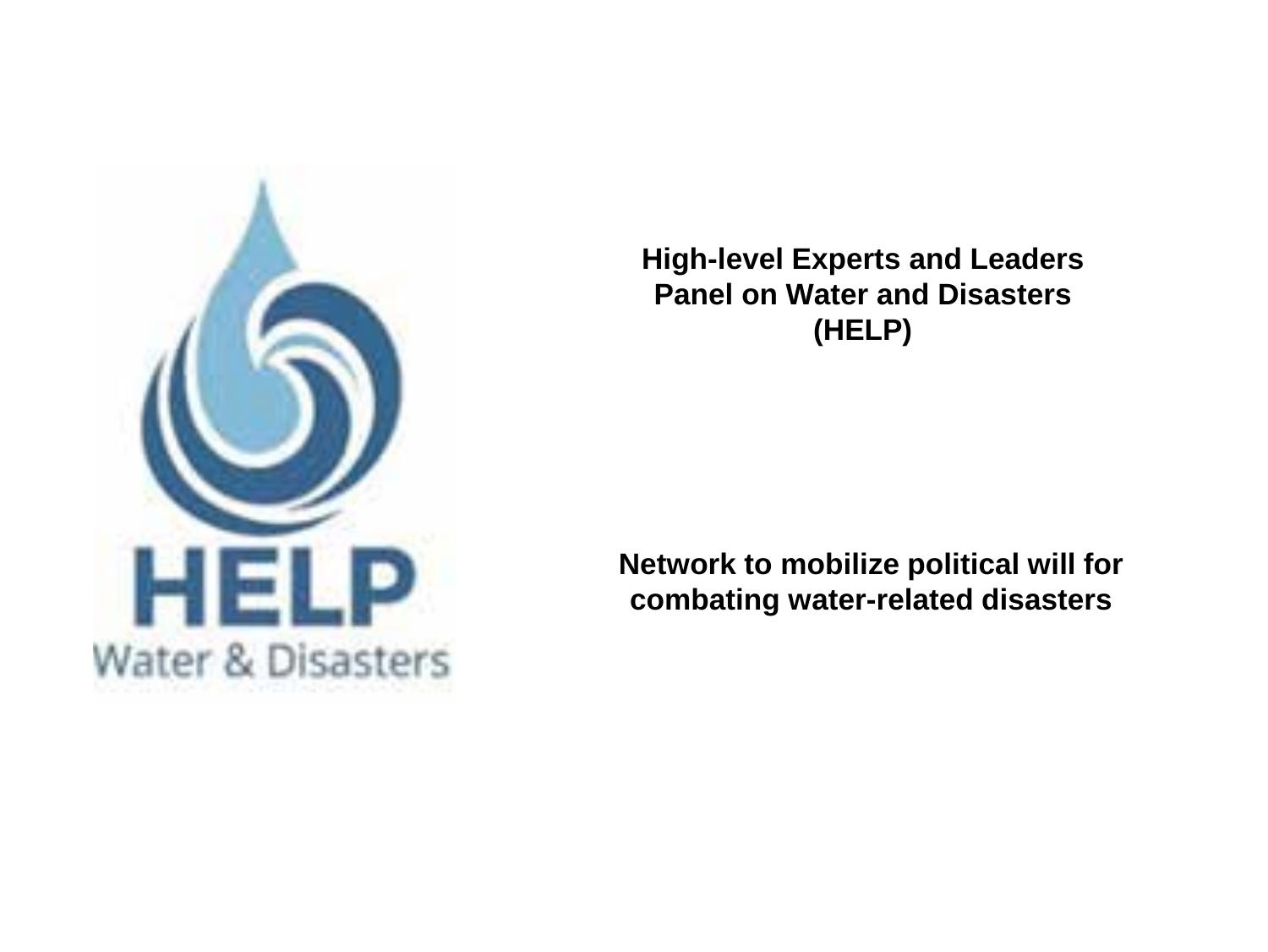**High-level Experts and Leaders Panel on Water and Disasters (HELP)**

**Network to mobilize political will for combating water-related disasters**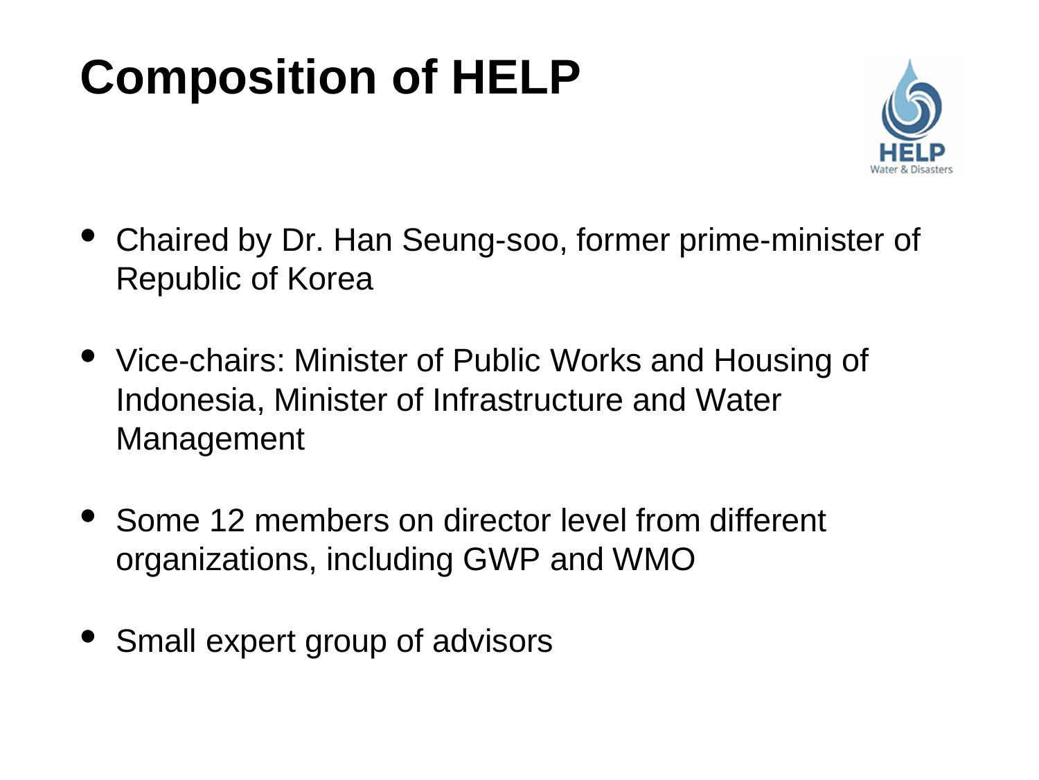# Composition of HELP

- Chaired by Dr. Han Seung-soo, former prime-minister of Republic of Korea
- Vice-chairs: Minister of Public Works and Housing of Indonesia, Minister of Infrastructure and Water Management
- Some 12 members on director level from different organizations, including GWP and WMO
- Small expert group of advisors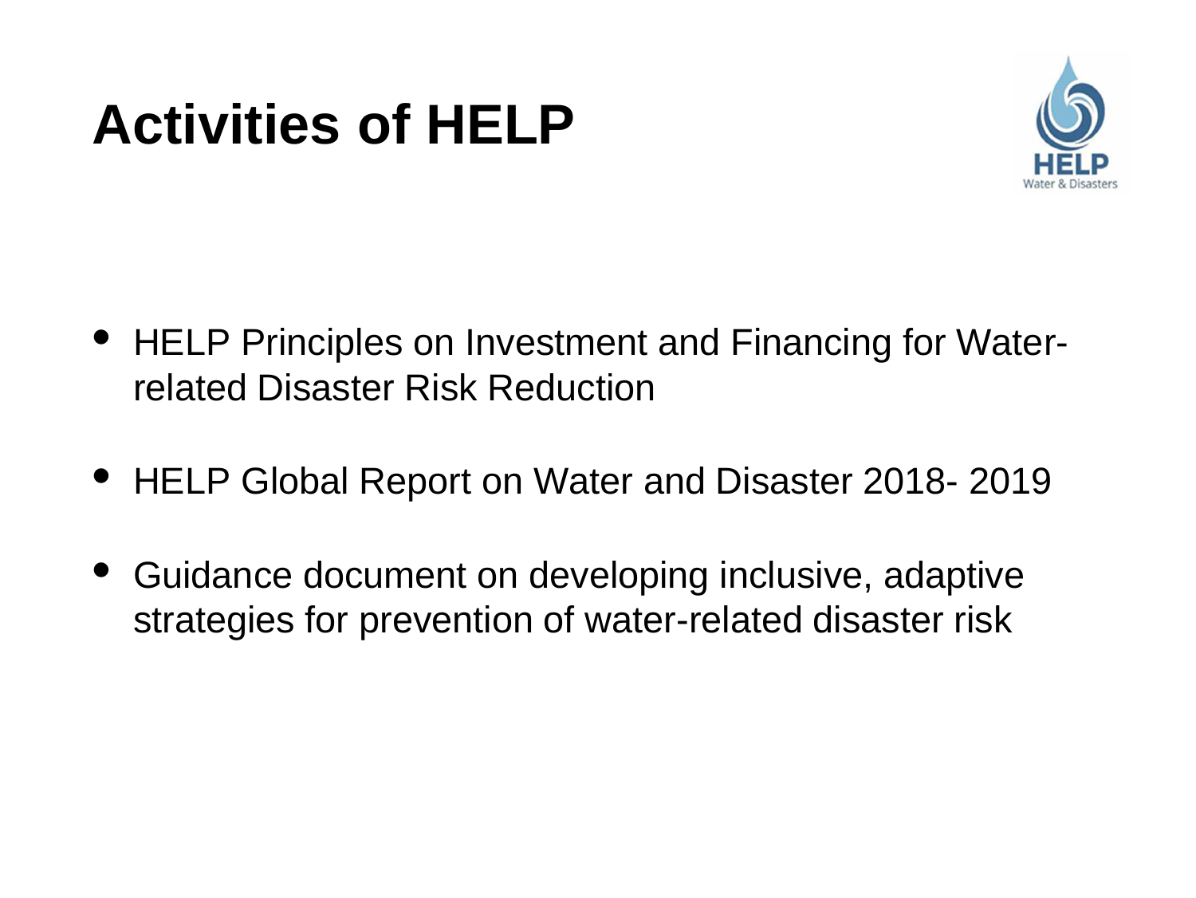# Activities of HELP

- HELP Principles on Investment and Financing for Water-related Disaster Risk Reduction
- HELP Global Report on Water and Disaster 2018- 2019
- Guidance document on developing inclusive, adaptive strategies for prevention of water-related disaster risk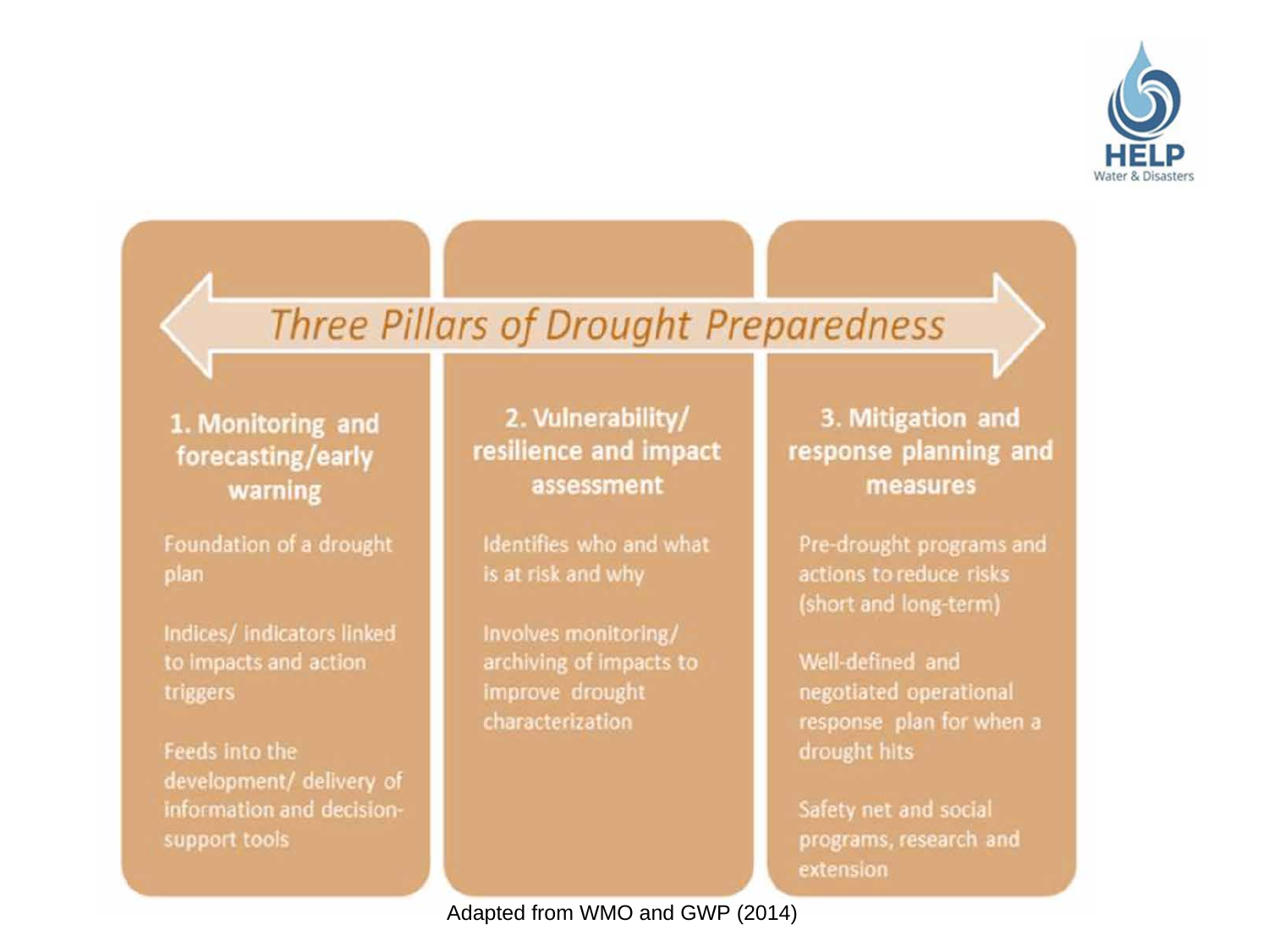# Three Pillars of Drought Preparedness

### 1. Monitoring and forecasting/early warning

- Foundation of a drought plan
- Indices/ indicators linked to impacts and action triggers
- Feeds into the development/ delivery of information and decision-support tools

### 2. Vulnerability/ resilience and impact assessment

- Identifies who and what is at risk and why
- Involves monitoring/ archiving of impacts to improve drought characterization

### 3. Mitigation and response planning and measures

- Pre-drought programs and actions to reduce risks (short and long-term)
- Well-defined and negotiated operational response plan for when a drought hits
- Safety net and social programs, research and extension

Adapted from WMO and GWP (2014)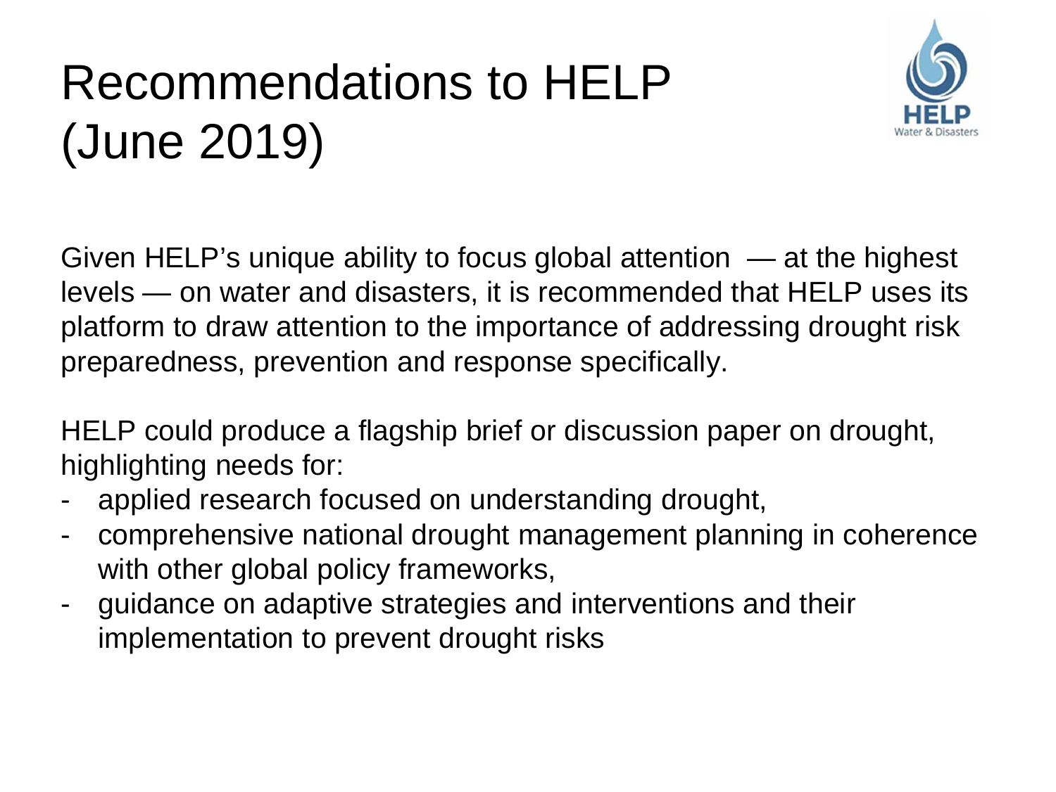# Recommendations to HELP (June 2019)

Given HELP's unique ability to focus global attention — at the highest levels — on water and disasters, it is recommended that HELP uses its platform to draw attention to the importance of addressing drought risk preparedness, prevention and response specifically.

HELP could produce a flagship brief or discussion paper on drought, highlighting needs for:

- applied research focused on understanding drought,
- comprehensive national drought management planning in coherence with other global policy frameworks,
- guidance on adaptive strategies and interventions and their implementation to prevent drought risks